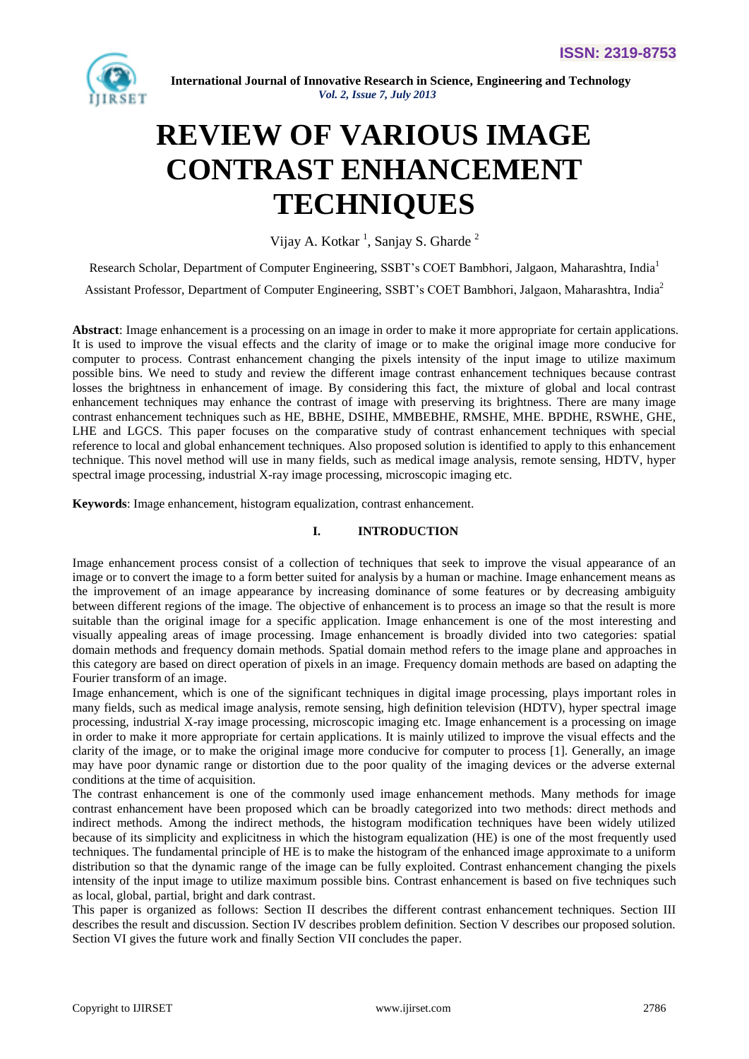# REVIEW OF VARIOUS IMAGE CONTRAST ENHANCEMENT TECHNIQUES

Vijay A. Kotkar [1], Sanjay S. Gharde [2]

Research Scholar, Department of Computer Engineering, SSBT's COET Bambhori, Jalgaon, Maharashtra, India[1]

Assistant Professor, Department of Computer Engineering, SSBT's COET Bambhori, Jalgaon, Maharashtra, India[2]

**Abstract**: Image enhancement is a processing on an image in order to make it more appropriate for certain applications. It is used to improve the visual effects and the clarity of image or to make the original image more conducive for computer to process. Contrast enhancement changing the pixels intensity of the input image to utilize maximum possible bins. We need to study and review the different image contrast enhancement techniques because contrast losses the brightness in enhancement of image. By considering this fact, the mixture of global and local contrast enhancement techniques may enhance the contrast of image with preserving its brightness. There are many image contrast enhancement techniques such as HE, BBHE, DSIHE, MMBEBHE, RMSHE, MHE. BPDHE, RSWHE, GHE, LHE and LGCS. This paper focuses on the comparative study of contrast enhancement techniques with special reference to local and global enhancement techniques. Also proposed solution is identified to apply to this enhancement technique. This novel method will use in many fields, such as medical image analysis, remote sensing, HDTV, hyper spectral image processing, industrial X-ray image processing, microscopic imaging etc.

**Keywords**: Image enhancement, histogram equalization, contrast enhancement.

## I. INTRODUCTION

Image enhancement process consist of a collection of techniques that seek to improve the visual appearance of an image or to convert the image to a form better suited for analysis by a human or machine. Image enhancement means as the improvement of an image appearance by increasing dominance of some features or by decreasing ambiguity between different regions of the image. The objective of enhancement is to process an image so that the result is more suitable than the original image for a specific application. Image enhancement is one of the most interesting and visually appealing areas of image processing. Image enhancement is broadly divided into two categories: spatial domain methods and frequency domain methods. Spatial domain method refers to the image plane and approaches in this category are based on direct operation of pixels in an image. Frequency domain methods are based on adapting the Fourier transform of an image.

Image enhancement, which is one of the significant techniques in digital image processing, plays important roles in many fields, such as medical image analysis, remote sensing, high definition television (HDTV), hyper spectral image processing, industrial X-ray image processing, microscopic imaging etc. Image enhancement is a processing on image in order to make it more appropriate for certain applications. It is mainly utilized to improve the visual effects and the clarity of the image, or to make the original image more conducive for computer to process [1]. Generally, an image may have poor dynamic range or distortion due to the poor quality of the imaging devices or the adverse external conditions at the time of acquisition.

The contrast enhancement is one of the commonly used image enhancement methods. Many methods for image contrast enhancement have been proposed which can be broadly categorized into two methods: direct methods and indirect methods. Among the indirect methods, the histogram modification techniques have been widely utilized because of its simplicity and explicitness in which the histogram equalization (HE) is one of the most frequently used techniques. The fundamental principle of HE is to make the histogram of the enhanced image approximate to a uniform distribution so that the dynamic range of the image can be fully exploited. Contrast enhancement changing the pixels intensity of the input image to utilize maximum possible bins. Contrast enhancement is based on five techniques such as local, global, partial, bright and dark contrast.

This paper is organized as follows: Section II describes the different contrast enhancement techniques. Section III describes the result and discussion. Section IV describes problem definition. Section V describes our proposed solution. Section VI gives the future work and finally Section VII concludes the paper.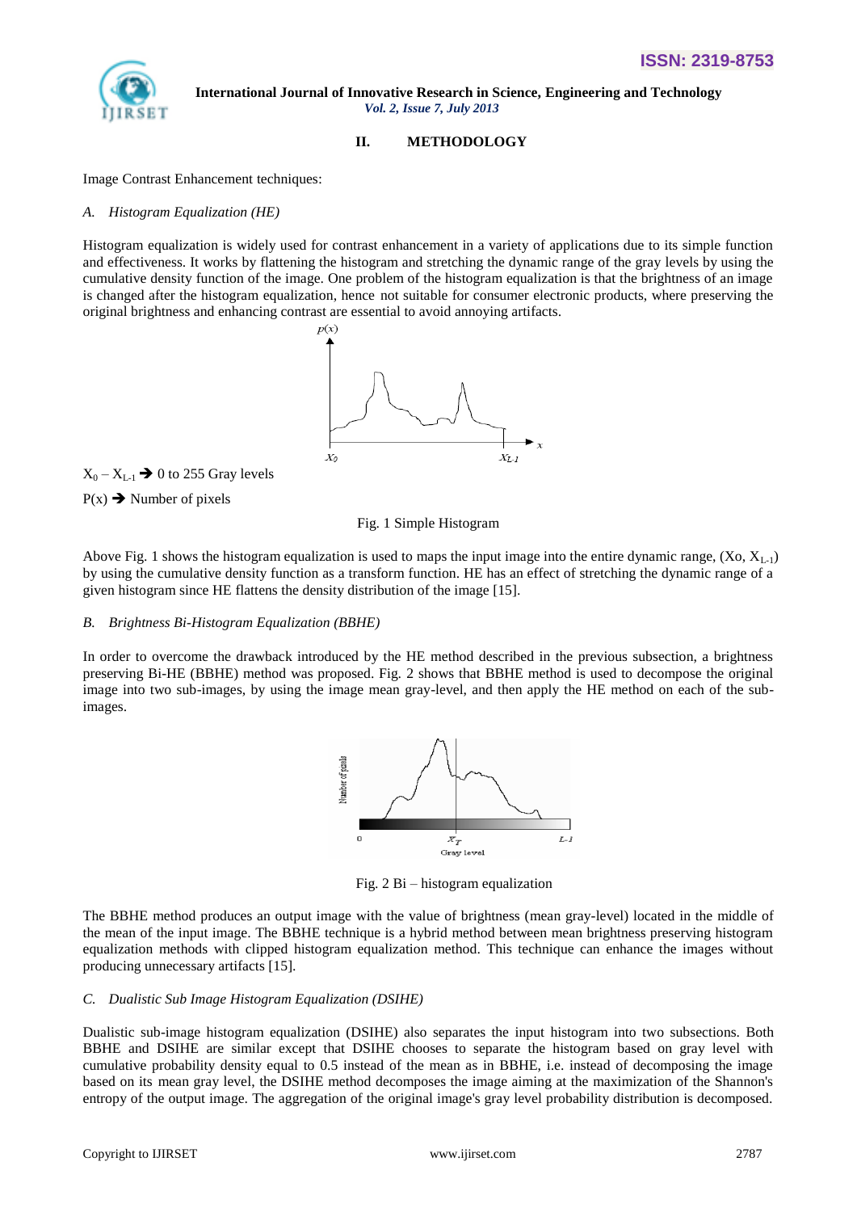## II. METHODOLOGY

Image Contrast Enhancement techniques:

### *A. Histogram Equalization (HE)*

Histogram equalization is widely used for contrast enhancement in a variety of applications due to its simple function and effectiveness. It works by flattening the histogram and stretching the dynamic range of the gray levels by using the cumulative density function of the image. One problem of the histogram equalization is that the brightness of an image is changed after the histogram equalization, hence not suitable for consumer electronic products, where preserving the original brightness and enhancing contrast are essential to avoid annoying artifacts.

$X_0 - X_{L-1}$ ➔ 0 to 255 Gray levels

P(x) ➔ Number of pixels

Fig. 1 Simple Histogram

Above Fig. 1 shows the histogram equalization is used to maps the input image into the entire dynamic range, (Xo, $X_{L-1}$) by using the cumulative density function as a transform function. HE has an effect of stretching the dynamic range of a given histogram since HE flattens the density distribution of the image [15].

### *B. Brightness Bi-Histogram Equalization (BBHE)*

In order to overcome the drawback introduced by the HE method described in the previous subsection, a brightness preserving Bi-HE (BBHE) method was proposed. Fig. 2 shows that BBHE method is used to decompose the original image into two sub-images, by using the image mean gray-level, and then apply the HE method on each of the sub-images.

Fig. 2 Bi – histogram equalization

The BBHE method produces an output image with the value of brightness (mean gray-level) located in the middle of the mean of the input image. The BBHE technique is a hybrid method between mean brightness preserving histogram equalization methods with clipped histogram equalization method. This technique can enhance the images without producing unnecessary artifacts [15].

### *C. Dualistic Sub Image Histogram Equalization (DSIHE)*

Dualistic sub-image histogram equalization (DSIHE) also separates the input histogram into two subsections. Both BBHE and DSIHE are similar except that DSIHE chooses to separate the histogram based on gray level with cumulative probability density equal to 0.5 instead of the mean as in BBHE, i.e. instead of decomposing the image based on its mean gray level, the DSIHE method decomposes the image aiming at the maximization of the Shannon's entropy of the output image. The aggregation of the original image's gray level probability distribution is decomposed.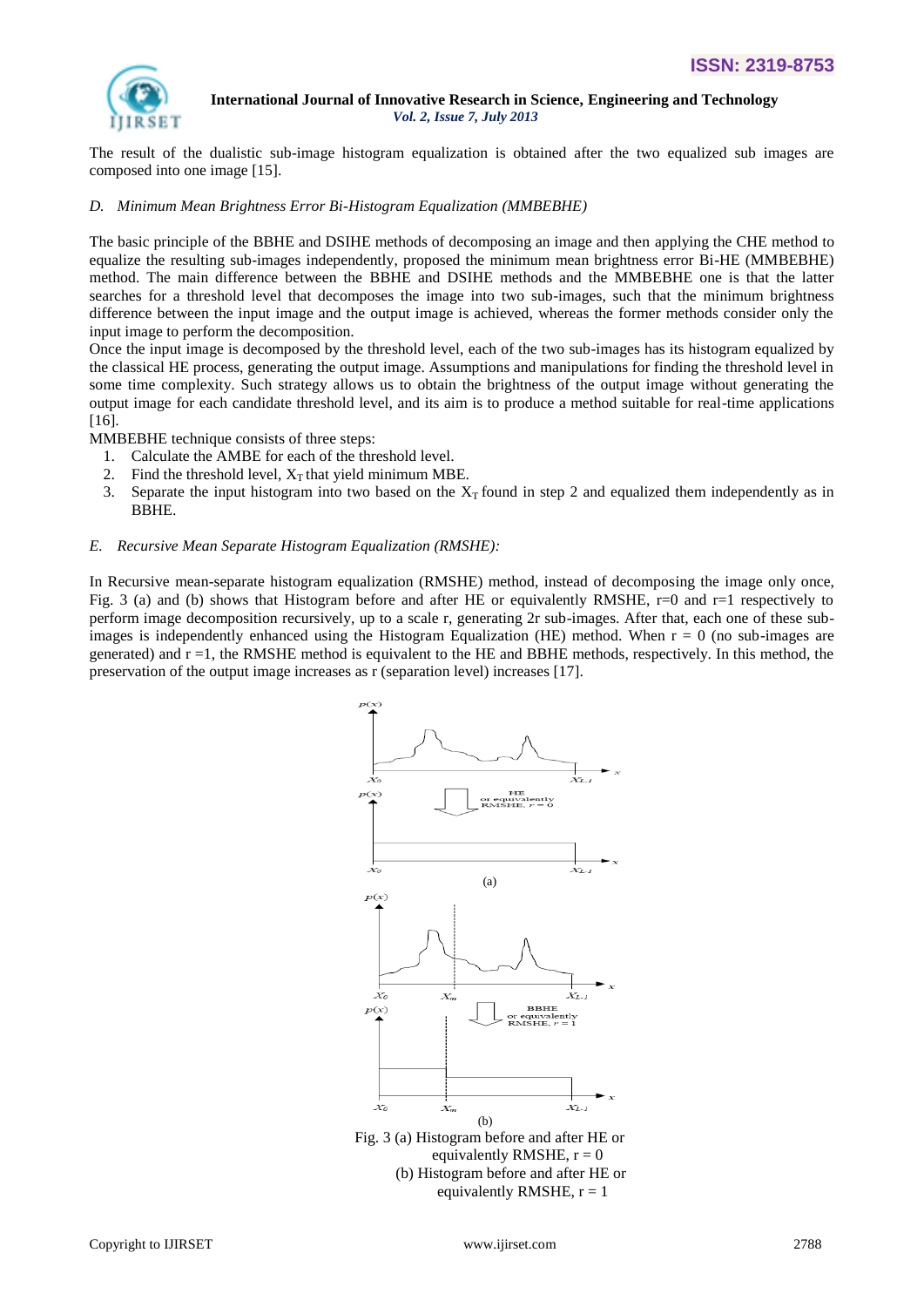The result of the dualistic sub-image histogram equalization is obtained after the two equalized sub images are composed into one image [15].

### *D. Minimum Mean Brightness Error Bi-Histogram Equalization (MMBEBHE)*

The basic principle of the BBHE and DSIHE methods of decomposing an image and then applying the CHE method to equalize the resulting sub-images independently, proposed the minimum mean brightness error Bi-HE (MMBEBHE) method. The main difference between the BBHE and DSIHE methods and the MMBEBHE one is that the latter searches for a threshold level that decomposes the image into two sub-images, such that the minimum brightness difference between the input image and the output image is achieved, whereas the former methods consider only the input image to perform the decomposition.

Once the input image is decomposed by the threshold level, each of the two sub-images has its histogram equalized by the classical HE process, generating the output image. Assumptions and manipulations for finding the threshold level in some time complexity. Such strategy allows us to obtain the brightness of the output image without generating the output image for each candidate threshold level, and its aim is to produce a method suitable for real-time applications [16].

MMBEBHE technique consists of three steps:

1. Calculate the AMBE for each of the threshold level.
2. Find the threshold level, $X_T$ that yield minimum MBE.
3. Separate the input histogram into two based on the $X_T$ found in step 2 and equalized them independently as in BBHE.

### *E. Recursive Mean Separate Histogram Equalization (RMSHE):*

In Recursive mean-separate histogram equalization (RMSHE) method, instead of decomposing the image only once, Fig. 3 (a) and (b) shows that Histogram before and after HE or equivalently RMSHE, r=0 and r=1 respectively to perform image decomposition recursively, up to a scale r, generating 2r sub-images. After that, each one of these sub-images is independently enhanced using the Histogram Equalization (HE) method. When r = 0 (no sub-images are generated) and r =1, the RMSHE method is equivalent to the HE and BBHE methods, respectively. In this method, the preservation of the output image increases as r (separation level) increases [17].

Fig. 3 (a) Histogram before and after HE or equivalently RMSHE, r = 0
(b) Histogram before and after HE or equivalently RMSHE, r = 1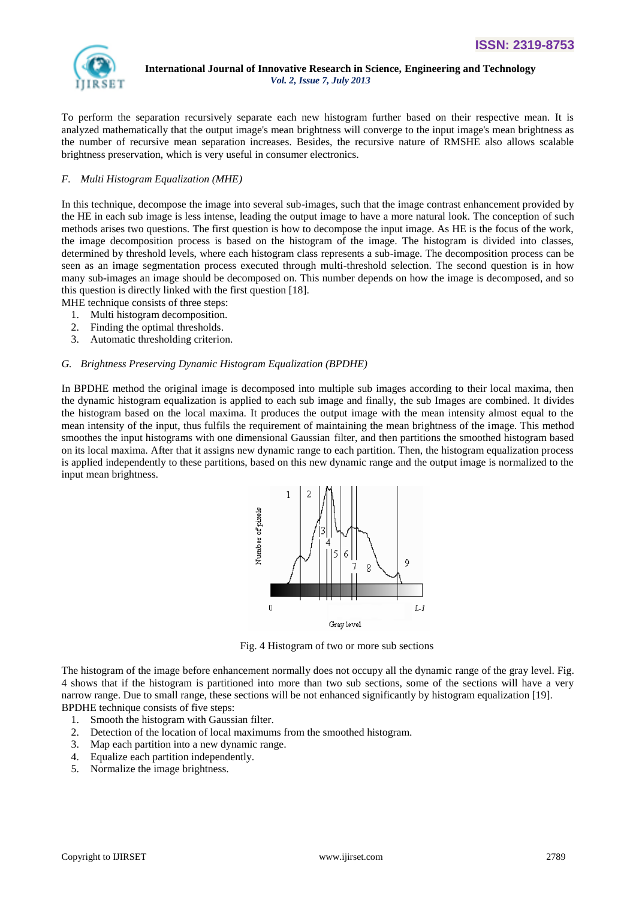To perform the separation recursively separate each new histogram further based on their respective mean. It is analyzed mathematically that the output image's mean brightness will converge to the input image's mean brightness as the number of recursive mean separation increases. Besides, the recursive nature of RMSHE also allows scalable brightness preservation, which is very useful in consumer electronics.

### *F. Multi Histogram Equalization (MHE)*

In this technique, decompose the image into several sub-images, such that the image contrast enhancement provided by the HE in each sub image is less intense, leading the output image to have a more natural look. The conception of such methods arises two questions. The first question is how to decompose the input image. As HE is the focus of the work, the image decomposition process is based on the histogram of the image. The histogram is divided into classes, determined by threshold levels, where each histogram class represents a sub-image. The decomposition process can be seen as an image segmentation process executed through multi-threshold selection. The second question is in how many sub-images an image should be decomposed on. This number depends on how the image is decomposed, and so this question is directly linked with the first question [18].

MHE technique consists of three steps:

1. Multi histogram decomposition.
2. Finding the optimal thresholds.
3. Automatic thresholding criterion.

### *G. Brightness Preserving Dynamic Histogram Equalization (BPDHE)*

In BPDHE method the original image is decomposed into multiple sub images according to their local maxima, then the dynamic histogram equalization is applied to each sub image and finally, the sub Images are combined. It divides the histogram based on the local maxima. It produces the output image with the mean intensity almost equal to the mean intensity of the input, thus fulfils the requirement of maintaining the mean brightness of the image. This method smoothes the input histograms with one dimensional Gaussian filter, and then partitions the smoothed histogram based on its local maxima. After that it assigns new dynamic range to each partition. Then, the histogram equalization process is applied independently to these partitions, based on this new dynamic range and the output image is normalized to the input mean brightness.

Fig. 4 Histogram of two or more sub sections

The histogram of the image before enhancement normally does not occupy all the dynamic range of the gray level. Fig. 4 shows that if the histogram is partitioned into more than two sub sections, some of the sections will have a very narrow range. Due to small range, these sections will be not enhanced significantly by histogram equalization [19].

BPDHE technique consists of five steps:

1. Smooth the histogram with Gaussian filter.
2. Detection of the location of local maximums from the smoothed histogram.
3. Map each partition into a new dynamic range.
4. Equalize each partition independently.
5. Normalize the image brightness.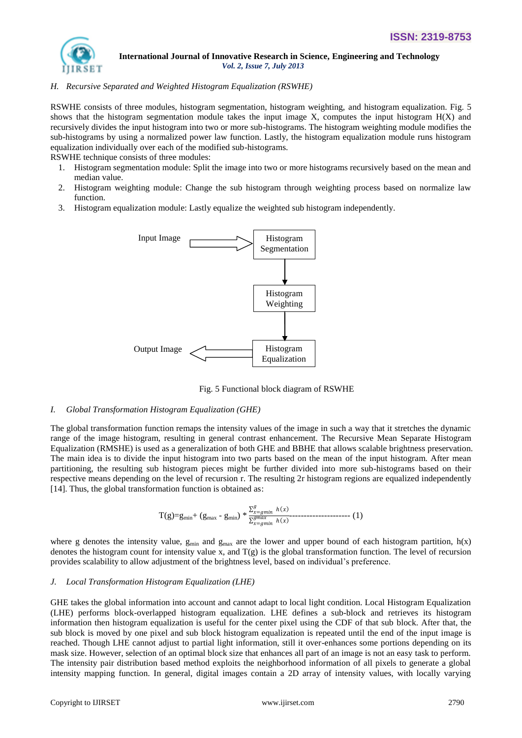### *H. Recursive Separated and Weighted Histogram Equalization (RSWHE)*

RSWHE consists of three modules, histogram segmentation, histogram weighting, and histogram equalization. Fig. 5 shows that the histogram segmentation module takes the input image X, computes the input histogram H(X) and recursively divides the input histogram into two or more sub-histograms. The histogram weighting module modifies the sub-histograms by using a normalized power law function. Lastly, the histogram equalization module runs histogram equalization individually over each of the modified sub-histograms.

RSWHE technique consists of three modules:

1. Histogram segmentation module: Split the image into two or more histograms recursively based on the mean and median value.
2. Histogram weighting module: Change the sub histogram through weighting process based on normalize law function.
3. Histogram equalization module: Lastly equalize the weighted sub histogram independently.

Input Image → Histogram Segmentation → Histogram Weighting → Histogram Equalization → Output Image

Fig. 5 Functional block diagram of RSWHE

### *I. Global Transformation Histogram Equalization (GHE)*

The global transformation function remaps the intensity values of the image in such a way that it stretches the dynamic range of the image histogram, resulting in general contrast enhancement. The Recursive Mean Separate Histogram Equalization (RMSHE) is used as a generalization of both GHE and BBHE that allows scalable brightness preservation. The main idea is to divide the input histogram into two parts based on the mean of the input histogram. After mean partitioning, the resulting sub histogram pieces might be further divided into more sub-histograms based on their respective means depending on the level of recursion r. The resulting 2r histogram regions are equalized independently [14]. Thus, the global transformation function is obtained as:

$$T(g)=g_{min}+ (g_{max} - g_{min}) * \frac{\sum_{x=gmin}^{g} h(x)}{\sum_{x=gmin}^{gmax} h(x)} \text{--------------------- (1)}$$

where g denotes the intensity value, $g_{min}$ and $g_{max}$ are the lower and upper bound of each histogram partition, h(x) denotes the histogram count for intensity value x, and T(g) is the global transformation function. The level of recursion provides scalability to allow adjustment of the brightness level, based on individual's preference.

### *J. Local Transformation Histogram Equalization (LHE)*

GHE takes the global information into account and cannot adapt to local light condition. Local Histogram Equalization (LHE) performs block-overlapped histogram equalization. LHE defines a sub-block and retrieves its histogram information then histogram equalization is useful for the center pixel using the CDF of that sub block. After that, the sub block is moved by one pixel and sub block histogram equalization is repeated until the end of the input image is reached. Though LHE cannot adjust to partial light information, still it over-enhances some portions depending on its mask size. However, selection of an optimal block size that enhances all part of an image is not an easy task to perform. The intensity pair distribution based method exploits the neighborhood information of all pixels to generate a global intensity mapping function. In general, digital images contain a 2D array of intensity values, with locally varying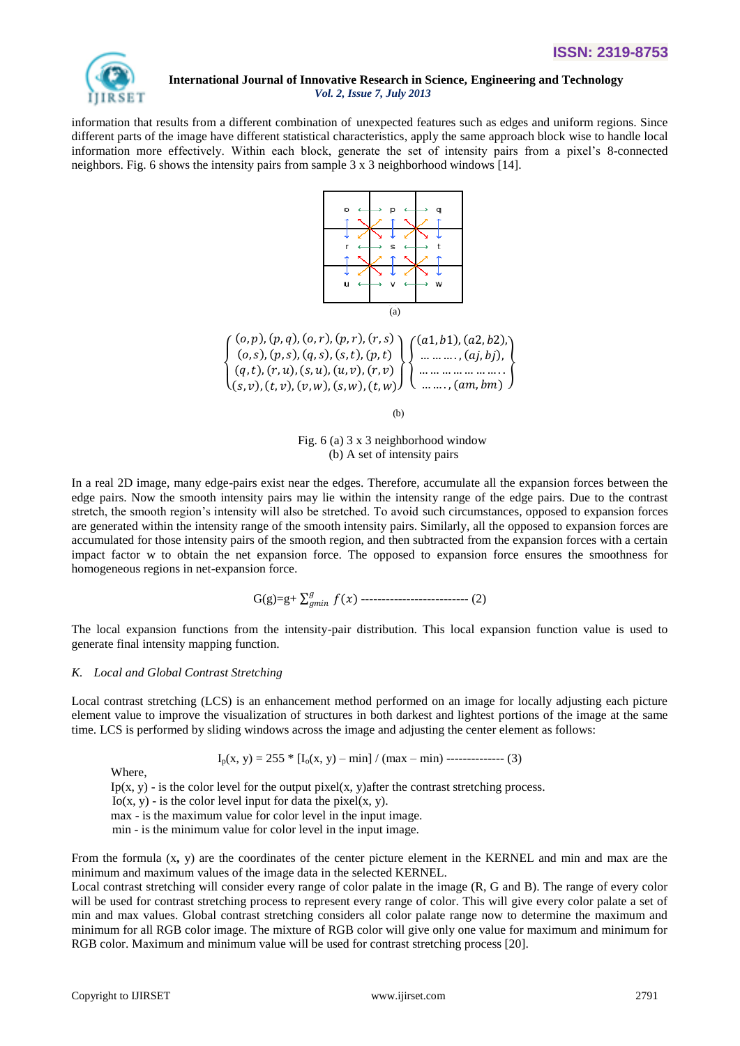information that results from a different combination of unexpected features such as edges and uniform regions. Since different parts of the image have different statistical characteristics, apply the same approach block wise to handle local information more effectively. Within each block, generate the set of intensity pairs from a pixel's 8-connected neighbors. Fig. 6 shows the intensity pairs from sample 3 x 3 neighborhood windows [14].

| o | p | q |
|---|---|---|
| r | s | t |
| u | v | w |

(a)

$$\begin{Bmatrix} (o,p),(p,q),(o,r),(p,r),(r,s) \\ (o,s),(p,s),(q,s),(s,t),(p,t) \\ (q,t),(r,u),(s,u),(u,v),(r,v) \\ (s,v),(t,v),(v,w),(s,w),(t,w) \end{Bmatrix} \begin{Bmatrix} (a1,b1),(a2,b2), \\ \ldots\ldots\ldots,(aj,bj), \\ \ldots\ldots\ldots\ldots\ldots\ldots \\ \ldots\ldots,(am,bm) \end{Bmatrix}$$

(b)

Fig. 6 (a) 3 x 3 neighborhood window
(b) A set of intensity pairs

In a real 2D image, many edge-pairs exist near the edges. Therefore, accumulate all the expansion forces between the edge pairs. Now the smooth intensity pairs may lie within the intensity range of the edge pairs. Due to the contrast stretch, the smooth region's intensity will also be stretched. To avoid such circumstances, opposed to expansion forces are generated within the intensity range of the smooth intensity pairs. Similarly, all the opposed to expansion forces are accumulated for those intensity pairs of the smooth region, and then subtracted from the expansion forces with a certain impact factor w to obtain the net expansion force. The opposed to expansion force ensures the smoothness for homogeneous regions in net-expansion force.

$$G(g) = g + \sum_{g_{min}}^{g} f(x) \text{ -------------------------- (2)}$$

The local expansion functions from the intensity-pair distribution. This local expansion function value is used to generate final intensity mapping function.

### *K. Local and Global Contrast Stretching*

Local contrast stretching (LCS) is an enhancement method performed on an image for locally adjusting each picture element value to improve the visualization of structures in both darkest and lightest portions of the image at the same time. LCS is performed by sliding windows across the image and adjusting the center element as follows:

$$I_p(x, y) = 255 * [I_o(x, y) - \min] / (\max - \min) \text{ -------------- (3)}$$

Where,
$I_p(x, y)$ - is the color level for the output pixel(x, y)after the contrast stretching process.
$I_o(x, y)$ - is the color level input for data the pixel(x, y).
max - is the maximum value for color level in the input image.
min - is the minimum value for color level in the input image.

From the formula (x**,** y) are the coordinates of the center picture element in the KERNEL and min and max are the minimum and maximum values of the image data in the selected KERNEL.
Local contrast stretching will consider every range of color palate in the image (R, G and B). The range of every color will be used for contrast stretching process to represent every range of color. This will give every color palate a set of min and max values. Global contrast stretching considers all color palate range now to determine the maximum and minimum for all RGB color image. The mixture of RGB color will give only one value for maximum and minimum for RGB color. Maximum and minimum value will be used for contrast stretching process [20].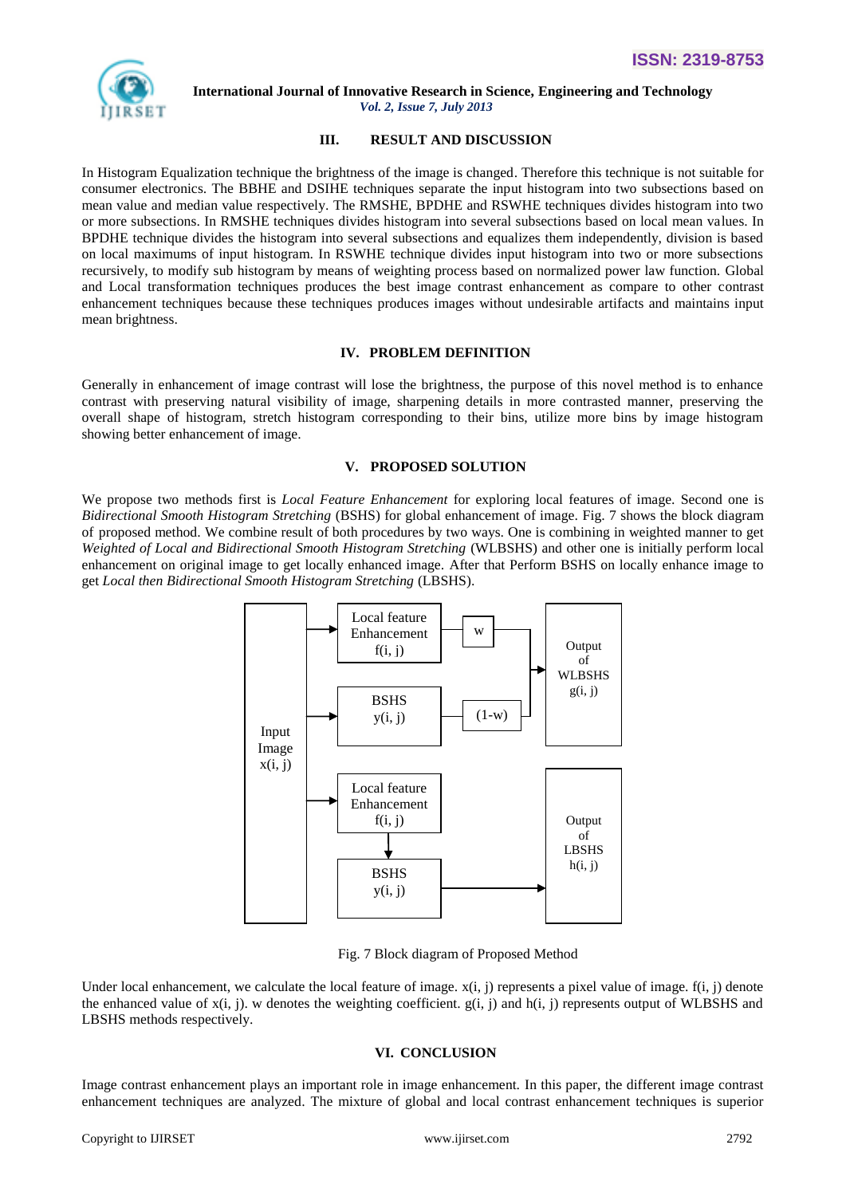## III. RESULT AND DISCUSSION

In Histogram Equalization technique the brightness of the image is changed. Therefore this technique is not suitable for consumer electronics. The BBHE and DSIHE techniques separate the input histogram into two subsections based on mean value and median value respectively. The RMSHE, BPDHE and RSWHE techniques divides histogram into two or more subsections. In RMSHE techniques divides histogram into several subsections based on local mean values. In BPDHE technique divides the histogram into several subsections and equalizes them independently, division is based on local maximums of input histogram. In RSWHE technique divides input histogram into two or more subsections recursively, to modify sub histogram by means of weighting process based on normalized power law function. Global and Local transformation techniques produces the best image contrast enhancement as compare to other contrast enhancement techniques because these techniques produces images without undesirable artifacts and maintains input mean brightness.

## IV. PROBLEM DEFINITION

Generally in enhancement of image contrast will lose the brightness, the purpose of this novel method is to enhance contrast with preserving natural visibility of image, sharpening details in more contrasted manner, preserving the overall shape of histogram, stretch histogram corresponding to their bins, utilize more bins by image histogram showing better enhancement of image.

## V. PROPOSED SOLUTION

We propose two methods first is *Local Feature Enhancement* for exploring local features of image. Second one is *Bidirectional Smooth Histogram Stretching* (BSHS) for global enhancement of image. Fig. 7 shows the block diagram of proposed method. We combine result of both procedures by two ways. One is combining in weighted manner to get *Weighted of Local and Bidirectional Smooth Histogram Stretching* (WLBSHS) and other one is initially perform local enhancement on original image to get locally enhanced image. After that Perform BSHS on locally enhance image to get *Local then Bidirectional Smooth Histogram Stretching* (LBSHS).

```
                 +---------------------+   +-----+
            +--> | Local feature       |-->|  w  |----+
            |    | Enhancement f(i, j) |   +-----+    |     +--------------+
            |    +---------------------+              +---> | Output of    |
            |    +---------------------+   +-------+  |     | WLBSHS       |
+---------+ +--> | BSHS y(i, j)        |-->| (1-w) |--+     | g(i, j)      |
| Input   | |    +---------------------+   +-------+        +--------------+
| Image   | |    +---------------------+
| x(i, j) |-+--> | Local feature       |
+---------+      | Enhancement f(i, j) |
                 +---------------------+
                           |
                           v
                 +---------------------+                    +--------------+
                 | BSHS y(i, j)        |------------------> | Output of    |
                 +---------------------+                    | LBSHS h(i, j)|
                                                            +--------------+
```

Fig. 7 Block diagram of Proposed Method

Under local enhancement, we calculate the local feature of image. $x(i, j)$ represents a pixel value of image. $f(i, j)$ denote the enhanced value of $x(i, j)$. $w$ denotes the weighting coefficient. $g(i, j)$ and $h(i, j)$ represents output of WLBSHS and LBSHS methods respectively.

## VI. CONCLUSION

Image contrast enhancement plays an important role in image enhancement. In this paper, the different image contrast enhancement techniques are analyzed. The mixture of global and local contrast enhancement techniques is superior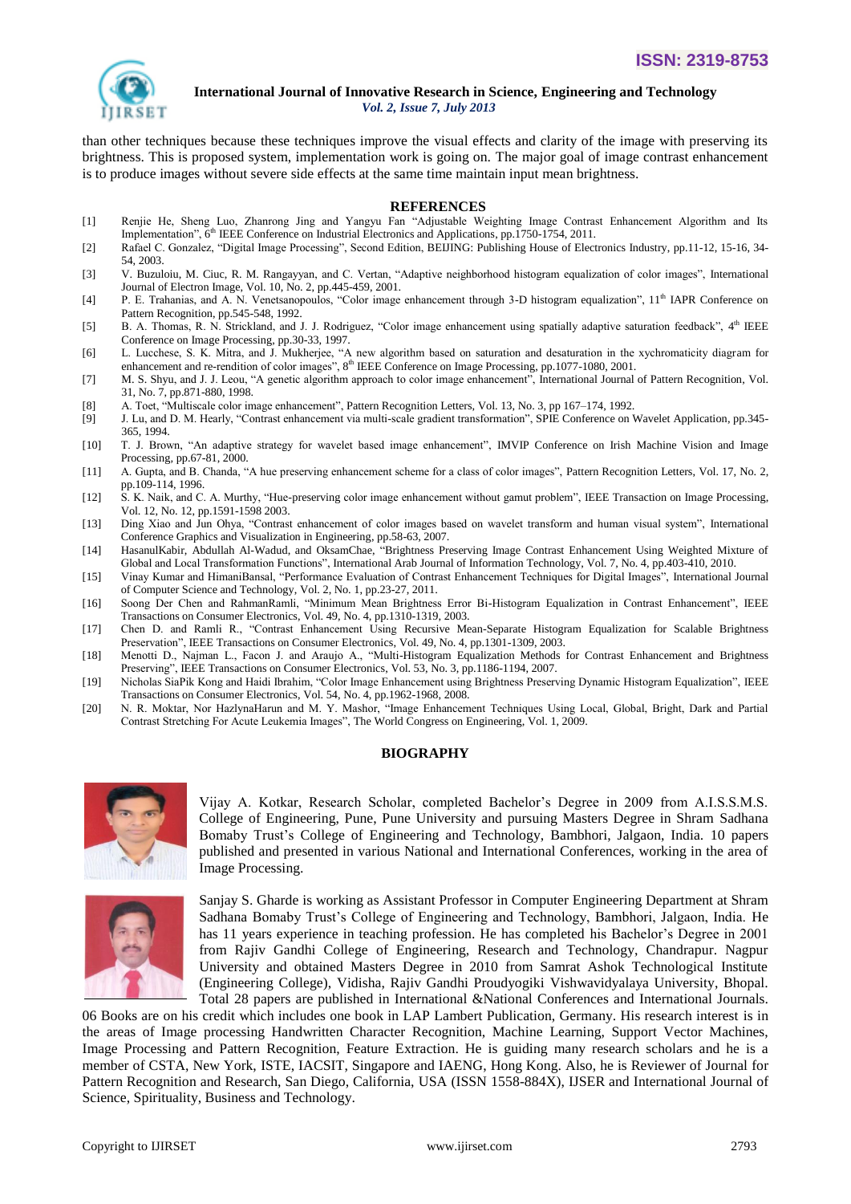than other techniques because these techniques improve the visual effects and clarity of the image with preserving its brightness. This is proposed system, implementation work is going on. The major goal of image contrast enhancement is to produce images without severe side effects at the same time maintain input mean brightness.

## REFERENCES

[1] Renjie He, Sheng Luo, Zhanrong Jing and Yangyu Fan "Adjustable Weighting Image Contrast Enhancement Algorithm and Its Implementation", 6th IEEE Conference on Industrial Electronics and Applications, pp.1750-1754, 2011.

[2] Rafael C. Gonzalez, "Digital Image Processing", Second Edition, BEIJING: Publishing House of Electronics Industry, pp.11-12, 15-16, 34-54, 2003.

[3] V. Buzuloiu, M. Ciuc, R. M. Rangayyan, and C. Vertan, "Adaptive neighborhood histogram equalization of color images", International Journal of Electron Image, Vol. 10, No. 2, pp.445-459, 2001.

[4] P. E. Trahanias, and A. N. Venetsanopoulos, "Color image enhancement through 3-D histogram equalization", 11th IAPR Conference on Pattern Recognition, pp.545-548, 1992.

[5] B. A. Thomas, R. N. Strickland, and J. J. Rodriguez, "Color image enhancement using spatially adaptive saturation feedback", 4th IEEE Conference on Image Processing, pp.30-33, 1997.

[6] L. Lucchese, S. K. Mitra, and J. Mukherjee, "A new algorithm based on saturation and desaturation in the xychromaticity diagram for enhancement and re-rendition of color images", 8th IEEE Conference on Image Processing, pp.1077-1080, 2001.

[7] M. S. Shyu, and J. J. Leou, "A genetic algorithm approach to color image enhancement", International Journal of Pattern Recognition, Vol. 31, No. 7, pp.871-880, 1998.

[8] A. Toet, "Multiscale color image enhancement", Pattern Recognition Letters, Vol. 13, No. 3, pp 167–174, 1992.

[9] J. Lu, and D. M. Hearly, "Contrast enhancement via multi-scale gradient transformation", SPIE Conference on Wavelet Application, pp.345-365, 1994.

[10] T. J. Brown, "An adaptive strategy for wavelet based image enhancement", IMVIP Conference on Irish Machine Vision and Image Processing, pp.67-81, 2000.

[11] A. Gupta, and B. Chanda, "A hue preserving enhancement scheme for a class of color images", Pattern Recognition Letters, Vol. 17, No. 2, pp.109-114, 1996.

[12] S. K. Naik, and C. A. Murthy, "Hue-preserving color image enhancement without gamut problem", IEEE Transaction on Image Processing, Vol. 12, No. 12, pp.1591-1598 2003.

[13] Ding Xiao and Jun Ohya, "Contrast enhancement of color images based on wavelet transform and human visual system", International Conference Graphics and Visualization in Engineering, pp.58-63, 2007.

[14] HasanulKabir, Abdullah Al-Wadud, and OksamChae, "Brightness Preserving Image Contrast Enhancement Using Weighted Mixture of Global and Local Transformation Functions", International Arab Journal of Information Technology, Vol. 7, No. 4, pp.403-410, 2010.

[15] Vinay Kumar and HimaniBansal, "Performance Evaluation of Contrast Enhancement Techniques for Digital Images", International Journal of Computer Science and Technology, Vol. 2, No. 1, pp.23-27, 2011.

[16] Soong Der Chen and RahmanRamli, "Minimum Mean Brightness Error Bi-Histogram Equalization in Contrast Enhancement", IEEE Transactions on Consumer Electronics, Vol. 49, No. 4, pp.1310-1319, 2003.

[17] Chen D. and Ramli R., "Contrast Enhancement Using Recursive Mean-Separate Histogram Equalization for Scalable Brightness Preservation", IEEE Transactions on Consumer Electronics, Vol. 49, No. 4, pp.1301-1309, 2003.

[18] Menotti D., Najman L., Facon J. and Araujo A., "Multi-Histogram Equalization Methods for Contrast Enhancement and Brightness Preserving", IEEE Transactions on Consumer Electronics, Vol. 53, No. 3, pp.1186-1194, 2007.

[19] Nicholas SiaPik Kong and Haidi Ibrahim, "Color Image Enhancement using Brightness Preserving Dynamic Histogram Equalization", IEEE Transactions on Consumer Electronics, Vol. 54, No. 4, pp.1962-1968, 2008.

[20] N. R. Moktar, Nor HazlynaHarun and M. Y. Mashor, "Image Enhancement Techniques Using Local, Global, Bright, Dark and Partial Contrast Stretching For Acute Leukemia Images", The World Congress on Engineering, Vol. 1, 2009.

## BIOGRAPHY

Vijay A. Kotkar, Research Scholar, completed Bachelor's Degree in 2009 from A.I.S.S.M.S. College of Engineering, Pune, Pune University and pursuing Masters Degree in Shram Sadhana Bombay Trust's College of Engineering and Technology, Bambhori, Jalgaon, India. 10 papers published and presented in various National and International Conferences, working in the area of Image Processing.

Sanjay S. Gharde is working as Assistant Professor in Computer Engineering Department at Shram Sadhana Bombay Trust's College of Engineering and Technology, Bambhori, Jalgaon, India. He has 11 years experience in teaching profession. He has completed his Bachelor's Degree in 2001 from Rajiv Gandhi College of Engineering, Research and Technology, Chandrapur. Nagpur University and obtained Masters Degree in 2010 from Samrat Ashok Technological Institute (Engineering College), Vidisha, Rajiv Gandhi Proudyogiki Vishwavidyalaya University, Bhopal. Total 28 papers are published in International &National Conferences and International Journals. 06 Books are on his credit which includes one book in LAP Lambert Publication, Germany. His research interest is in the areas of Image processing Handwritten Character Recognition, Machine Learning, Support Vector Machines, Image Processing and Pattern Recognition, Feature Extraction. He is guiding many research scholars and he is a member of CSTA, New York, ISTE, IACSIT, Singapore and IAENG, Hong Kong. Also, he is Reviewer of Journal for Pattern Recognition and Research, San Diego, California, USA (ISSN 1558-884X), IJSER and International Journal of Science, Spirituality, Business and Technology.